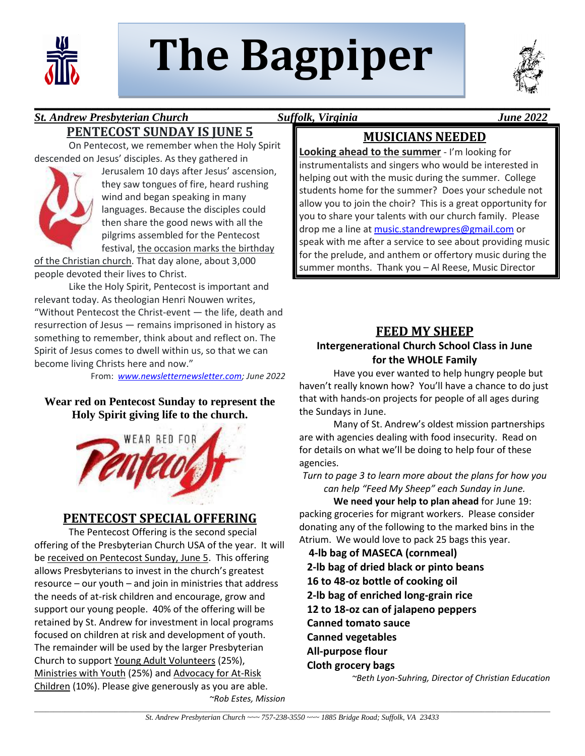# The Bagpiper

***St. Andrew Presbyterian Church*** ***Suffolk, Virginia*** ***June 2022***

## PENTECOST SUNDAY IS JUNE 5

On Pentecost, we remember when the Holy Spirit descended on Jesus' disciples. As they gathered in Jerusalem 10 days after Jesus' ascension, they saw tongues of fire, heard rushing wind and began speaking in many languages. Because the disciples could then share the good news with all the pilgrims assembled for the Pentecost festival, the occasion marks the birthday of the Christian church. That day alone, about 3,000 people devoted their lives to Christ.

Like the Holy Spirit, Pentecost is important and relevant today. As theologian Henri Nouwen writes, "Without Pentecost the Christ-event — the life, death and resurrection of Jesus — remains imprisoned in history as something to remember, think about and reflect on. The Spirit of Jesus comes to dwell within us, so that we can become living Christs here and now."

From: *www.newsletternewsletter.com; June 2022*

**Wear red on Pentecost Sunday to represent the Holy Spirit giving life to the church.**

## PENTECOST SPECIAL OFFERING

The Pentecost Offering is the second special offering of the Presbyterian Church USA of the year. It will be received on Pentecost Sunday, June 5. This offering allows Presbyterians to invest in the church's greatest resource – our youth – and join in ministries that address the needs of at-risk children and encourage, grow and support our young people. 40% of the offering will be retained by St. Andrew for investment in local programs focused on children at risk and development of youth. The remainder will be used by the larger Presbyterian Church to support Young Adult Volunteers (25%), Ministries with Youth (25%) and Advocacy for At-Risk Children (10%). Please give generously as you are able.

*~Rob Estes, Mission*

## MUSICIANS NEEDED

**Looking ahead to the summer** - I'm looking for instrumentalists and singers who would be interested in helping out with the music during the summer. College students home for the summer? Does your schedule not allow you to join the choir? This is a great opportunity for you to share your talents with our church family. Please drop me a line at music.standrewpres@gmail.com or speak with me after a service to see about providing music for the prelude, and anthem or offertory music during the summer months. Thank you – Al Reese, Music Director

## FEED MY SHEEP

**Intergenerational Church School Class in June for the WHOLE Family**

Have you ever wanted to help hungry people but haven't really known how? You'll have a chance to do just that with hands-on projects for people of all ages during the Sundays in June.

Many of St. Andrew's oldest mission partnerships are with agencies dealing with food insecurity. Read on for details on what we'll be doing to help four of these agencies.

*Turn to page 3 to learn more about the plans for how you can help "Feed My Sheep" each Sunday in June.*

**We need your help to plan ahead** for June 19: packing groceries for migrant workers. Please consider donating any of the following to the marked bins in the Atrium. We would love to pack 25 bags this year.

**4-lb bag of MASECA (cornmeal)**
**2-lb bag of dried black or pinto beans**
**16 to 48-oz bottle of cooking oil**
**2-lb bag of enriched long-grain rice**
**12 to 18-oz can of jalapeno peppers**
**Canned tomato sauce**
**Canned vegetables**
**All-purpose flour**
**Cloth grocery bags**

*~Beth Lyon-Suhring, Director of Christian Education*

*St. Andrew Presbyterian Church ~~~ 757-238-3550 ~~~ 1885 Bridge Road; Suffolk, VA 23433*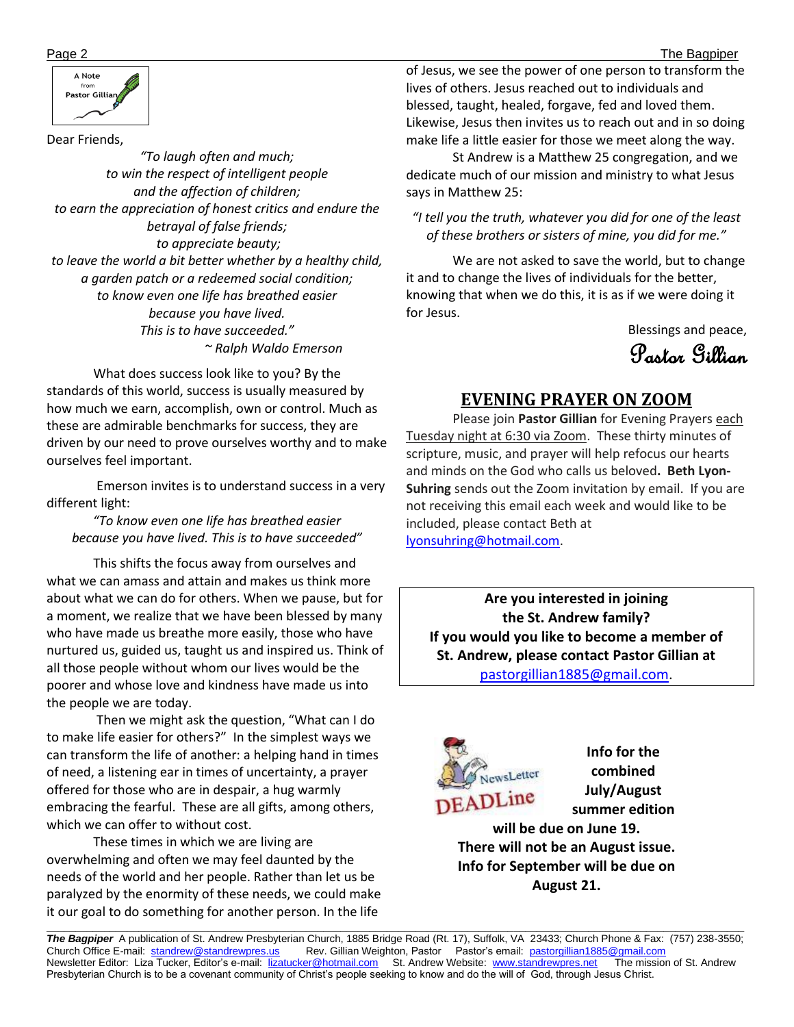A Note from Pastor Gillian

Dear Friends,

*"To laugh often and much;*
*to win the respect of intelligent people*
*and the affection of children;*
*to earn the appreciation of honest critics and endure the betrayal of false friends;*
*to appreciate beauty;*
*to leave the world a bit better whether by a healthy child,*
*a garden patch or a redeemed social condition;*
*to know even one life has breathed easier*
*because you have lived.*
*This is to have succeeded."*
*~ Ralph Waldo Emerson*

What does success look like to you? By the standards of this world, success is usually measured by how much we earn, accomplish, own or control. Much as these are admirable benchmarks for success, they are driven by our need to prove ourselves worthy and to make ourselves feel important.

Emerson invites is to understand success in a very different light:

*"To know even one life has breathed easier because you have lived. This is to have succeeded"*

This shifts the focus away from ourselves and what we can amass and attain and makes us think more about what we can do for others. When we pause, but for a moment, we realize that we have been blessed by many who have made us breathe more easily, those who have nurtured us, guided us, taught us and inspired us. Think of all those people without whom our lives would be the poorer and whose love and kindness have made us into the people we are today.

Then we might ask the question, "What can I do to make life easier for others?" In the simplest ways we can transform the life of another: a helping hand in times of need, a listening ear in times of uncertainty, a prayer offered for those who are in despair, a hug warmly embracing the fearful. These are all gifts, among others, which we can offer to without cost.

These times in which we are living are overwhelming and often we may feel daunted by the needs of the world and her people. Rather than let us be paralyzed by the enormity of these needs, we could make it our goal to do something for another person. In the life of Jesus, we see the power of one person to transform the lives of others. Jesus reached out to individuals and blessed, taught, healed, forgave, fed and loved them. Likewise, Jesus then invites us to reach out and in so doing make life a little easier for those we meet along the way.

St Andrew is a Matthew 25 congregation, and we dedicate much of our mission and ministry to what Jesus says in Matthew 25:

*"I tell you the truth, whatever you did for one of the least of these brothers or sisters of mine, you did for me."*

We are not asked to save the world, but to change it and to change the lives of individuals for the better, knowing that when we do this, it is as if we were doing it for Jesus.

Blessings and peace,

Pastor Gillian

## EVENING PRAYER ON ZOOM

Please join **Pastor Gillian** for Evening Prayers each Tuesday night at 6:30 via Zoom. These thirty minutes of scripture, music, and prayer will help refocus our hearts and minds on the God who calls us beloved. **Beth Lyon-Suhring** sends out the Zoom invitation by email. If you are not receiving this email each week and would like to be included, please contact Beth at lyonsuhring@hotmail.com.

**Are you interested in joining the St. Andrew family?**
**If you would you like to become a member of St. Andrew, please contact Pastor Gillian at** pastorgillian1885@gmail.com.

NewsLetter DEADLine

**Info for the combined July/August summer edition will be due on June 19.**
**There will not be an August issue.**
**Info for September will be due on August 21.**

***The Bagpiper*** A publication of St. Andrew Presbyterian Church, 1885 Bridge Road (Rt. 17), Suffolk, VA 23433; Church Phone & Fax: (757) 238-3550; Church Office E-mail: standrew@standrewpres.us Rev. Gillian Weighton, Pastor Pastor's email: pastorgillian1885@gmail.com Newsletter Editor: Liza Tucker, Editor's e-mail: lizatucker@hotmail.com St. Andrew Website: www.standrewpres.net The mission of St. Andrew Presbyterian Church is to be a covenant community of Christ's people seeking to know and do the will of God, through Jesus Christ.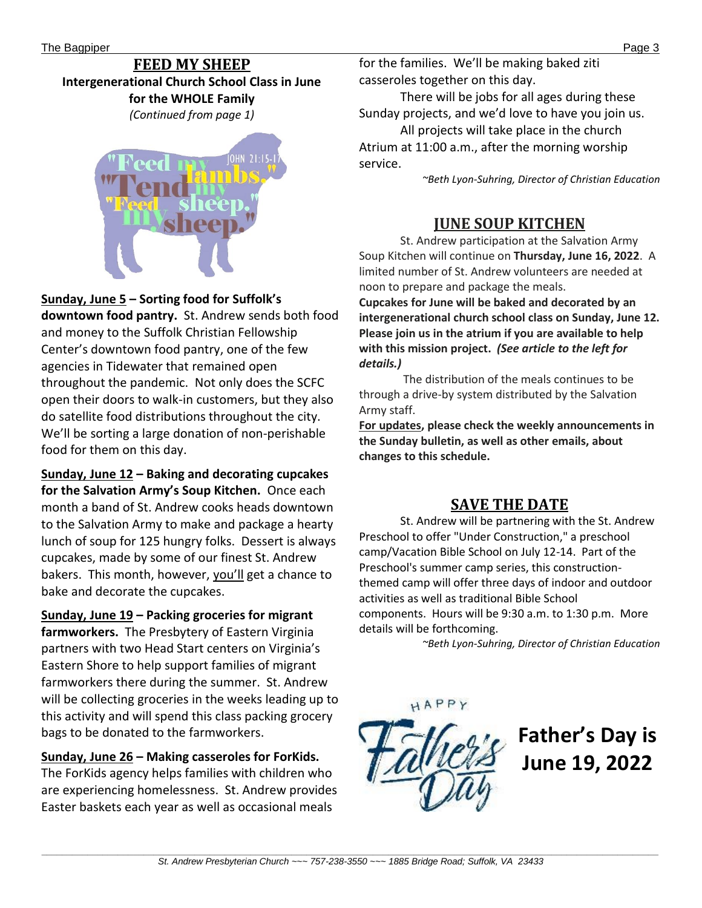## FEED MY SHEEP

**Intergenerational Church School Class in June for the WHOLE Family**

*(Continued from page 1)*

**Sunday, June 5 – Sorting food for Suffolk's downtown food pantry.** St. Andrew sends both food and money to the Suffolk Christian Fellowship Center's downtown food pantry, one of the few agencies in Tidewater that remained open throughout the pandemic. Not only does the SCFC open their doors to walk-in customers, but they also do satellite food distributions throughout the city. We'll be sorting a large donation of non-perishable food for them on this day.

**Sunday, June 12 – Baking and decorating cupcakes for the Salvation Army's Soup Kitchen.** Once each month a band of St. Andrew cooks heads downtown to the Salvation Army to make and package a hearty lunch of soup for 125 hungry folks. Dessert is always cupcakes, made by some of our finest St. Andrew bakers. This month, however, you'll get a chance to bake and decorate the cupcakes.

**Sunday, June 19 – Packing groceries for migrant farmworkers.** The Presbytery of Eastern Virginia partners with two Head Start centers on Virginia's Eastern Shore to help support families of migrant farmworkers there during the summer. St. Andrew will be collecting groceries in the weeks leading up to this activity and will spend this class packing grocery bags to be donated to the farmworkers.

**Sunday, June 26 – Making casseroles for ForKids.** The ForKids agency helps families with children who are experiencing homelessness. St. Andrew provides Easter baskets each year as well as occasional meals for the families. We'll be making baked ziti casseroles together on this day.

There will be jobs for all ages during these Sunday projects, and we'd love to have you join us.

All projects will take place in the church Atrium at 11:00 a.m., after the morning worship service.

*~Beth Lyon-Suhring, Director of Christian Education*

## JUNE SOUP KITCHEN

St. Andrew participation at the Salvation Army Soup Kitchen will continue on **Thursday, June 16, 2022**. A limited number of St. Andrew volunteers are needed at noon to prepare and package the meals.

**Cupcakes for June will be baked and decorated by an intergenerational church school class on Sunday, June 12. Please join us in the atrium if you are available to help with this mission project.** ***(See article to the left for details.)***

The distribution of the meals continues to be through a drive-by system distributed by the Salvation Army staff.

**For updates, please check the weekly announcements in the Sunday bulletin, as well as other emails, about changes to this schedule.**

## SAVE THE DATE

St. Andrew will be partnering with the St. Andrew Preschool to offer "Under Construction," a preschool camp/Vacation Bible School on July 12-14. Part of the Preschool's summer camp series, this construction-themed camp will offer three days of indoor and outdoor activities as well as traditional Bible School components. Hours will be 9:30 a.m. to 1:30 p.m. More details will be forthcoming.

*~Beth Lyon-Suhring, Director of Christian Education*

**Father's Day is June 19, 2022**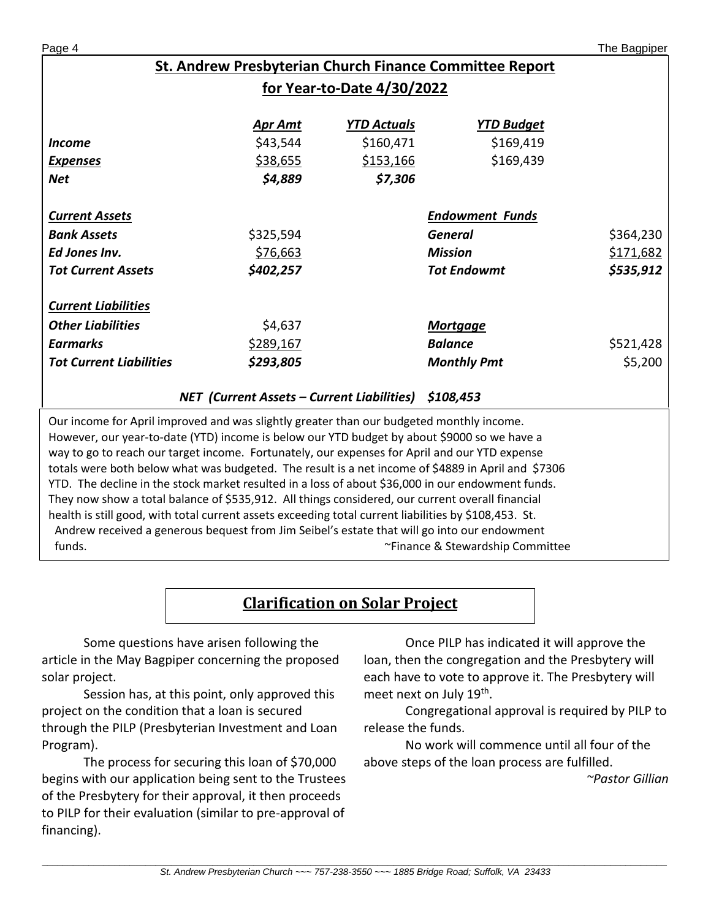## St. Andrew Presbyterian Church Finance Committee Report for Year-to-Date 4/30/2022

| | Apr Amt | YTD Actuals | YTD Budget |
|---|---|---|---|
| ***Income*** | $43,544 | $160,471 | $169,419 |
| ***Expenses*** | $38,655 | $153,166 | $169,439 |
| ***Net*** | ***$4,889*** | ***$7,306*** | |

| ***Current Assets*** | | ***Endowment Funds*** | |
|---|---|---|---|
| ***Bank Assets*** | $325,594 | ***General*** | $364,230 |
| ***Ed Jones Inv.*** | $76,663 | ***Mission*** | $171,682 |
| ***Tot Current Assets*** | ***$402,257*** | ***Tot Endowmt*** | ***$535,912*** |
| ***Current Liabilities*** | | | |
| ***Other Liabilities*** | $4,637 | ***Mortgage*** | |
| ***Earmarks*** | $289,167 | ***Balance*** | $521,428 |
| ***Tot Current Liabilities*** | ***$293,805*** | ***Monthly Pmt*** | $5,200 |

***NET (Current Assets – Current Liabilities) $108,453***

Our income for April improved and was slightly greater than our budgeted monthly income. However, our year-to-date (YTD) income is below our YTD budget by about $9000 so we have a way to go to reach our target income. Fortunately, our expenses for April and our YTD expense totals were both below what was budgeted. The result is a net income of $4889 in April and $7306 YTD. The decline in the stock market resulted in a loss of about $36,000 in our endowment funds. They now show a total balance of $535,912. All things considered, our current overall financial health is still good, with total current assets exceeding total current liabilities by $108,453. St. Andrew received a generous bequest from Jim Seibel's estate that will go into our endowment funds.

~Finance & Stewardship Committee

## Clarification on Solar Project

Some questions have arisen following the article in the May Bagpiper concerning the proposed solar project.

Session has, at this point, only approved this project on the condition that a loan is secured through the PILP (Presbyterian Investment and Loan Program).

The process for securing this loan of $70,000 begins with our application being sent to the Trustees of the Presbytery for their approval, it then proceeds to PILP for their evaluation (similar to pre-approval of financing).

Once PILP has indicated it will approve the loan, then the congregation and the Presbytery will each have to vote to approve it. The Presbytery will meet next on July 19th.

Congregational approval is required by PILP to release the funds.

No work will commence until all four of the above steps of the loan process are fulfilled.

*~Pastor Gillian*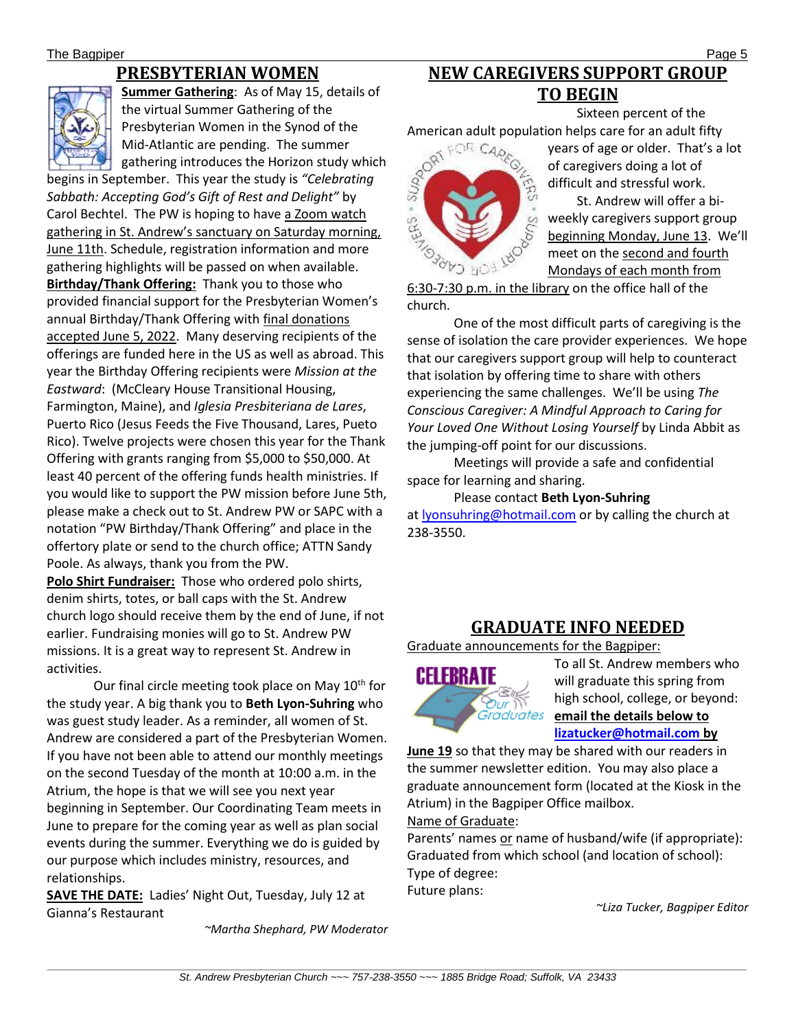## PRESBYTERIAN WOMEN

**Summer Gathering**: As of May 15, details of the virtual Summer Gathering of the Presbyterian Women in the Synod of the Mid-Atlantic are pending. The summer gathering introduces the Horizon study which begins in September. This year the study is *"Celebrating Sabbath: Accepting God's Gift of Rest and Delight"* by Carol Bechtel. The PW is hoping to have a Zoom watch gathering in St. Andrew's sanctuary on Saturday morning, June 11th. Schedule, registration information and more gathering highlights will be passed on when available.

**Birthday/Thank Offering:** Thank you to those who provided financial support for the Presbyterian Women's annual Birthday/Thank Offering with final donations accepted June 5, 2022. Many deserving recipients of the offerings are funded here in the US as well as abroad. This year the Birthday Offering recipients were *Mission at the Eastward*: (McCleary House Transitional Housing, Farmington, Maine), and *Iglesia Presbiteriana de Lares*, Puerto Rico (Jesus Feeds the Five Thousand, Lares, Pueto Rico). Twelve projects were chosen this year for the Thank Offering with grants ranging from $5,000 to $50,000. At least 40 percent of the offering funds health ministries. If you would like to support the PW mission before June 5th, please make a check out to St. Andrew PW or SAPC with a notation "PW Birthday/Thank Offering" and place in the offertory plate or send to the church office; ATTN Sandy Poole. As always, thank you from the PW.

**Polo Shirt Fundraiser:** Those who ordered polo shirts, denim shirts, totes, or ball caps with the St. Andrew church logo should receive them by the end of June, if not earlier. Fundraising monies will go to St. Andrew PW missions. It is a great way to represent St. Andrew in activities.

Our final circle meeting took place on May 10th for the study year. A big thank you to **Beth Lyon-Suhring** who was guest study leader. As a reminder, all women of St. Andrew are considered a part of the Presbyterian Women. If you have not been able to attend our monthly meetings on the second Tuesday of the month at 10:00 a.m. in the Atrium, the hope is that we will see you next year beginning in September. Our Coordinating Team meets in June to prepare for the coming year as well as plan social events during the summer. Everything we do is guided by our purpose which includes ministry, resources, and relationships.

**SAVE THE DATE:** Ladies' Night Out, Tuesday, July 12 at Gianna's Restaurant

*~Martha Shephard, PW Moderator*

## NEW CAREGIVERS SUPPORT GROUP TO BEGIN

Sixteen percent of the American adult population helps care for an adult fifty years of age or older. That's a lot of caregivers doing a lot of difficult and stressful work.

St. Andrew will offer a bi-weekly caregivers support group beginning Monday, June 13. We'll meet on the second and fourth Mondays of each month from 6:30-7:30 p.m. in the library on the office hall of the church.

One of the most difficult parts of caregiving is the sense of isolation the care provider experiences. We hope that our caregivers support group will help to counteract that isolation by offering time to share with others experiencing the same challenges. We'll be using *The Conscious Caregiver: A Mindful Approach to Caring for Your Loved One Without Losing Yourself* by Linda Abbit as the jumping-off point for our discussions.

Meetings will provide a safe and confidential space for learning and sharing.

Please contact **Beth Lyon-Suhring** at lyonsuhring@hotmail.com or by calling the church at 238-3550.

## GRADUATE INFO NEEDED

Graduate announcements for the Bagpiper:

To all St. Andrew members who will graduate this spring from high school, college, or beyond: **email the details below to lizatucker@hotmail.com by June 19** so that they may be shared with our readers in the summer newsletter edition. You may also place a graduate announcement form (located at the Kiosk in the Atrium) in the Bagpiper Office mailbox.

Name of Graduate:
Parents' names or name of husband/wife (if appropriate):
Graduated from which school (and location of school):
Type of degree:
Future plans:

*~Liza Tucker, Bagpiper Editor*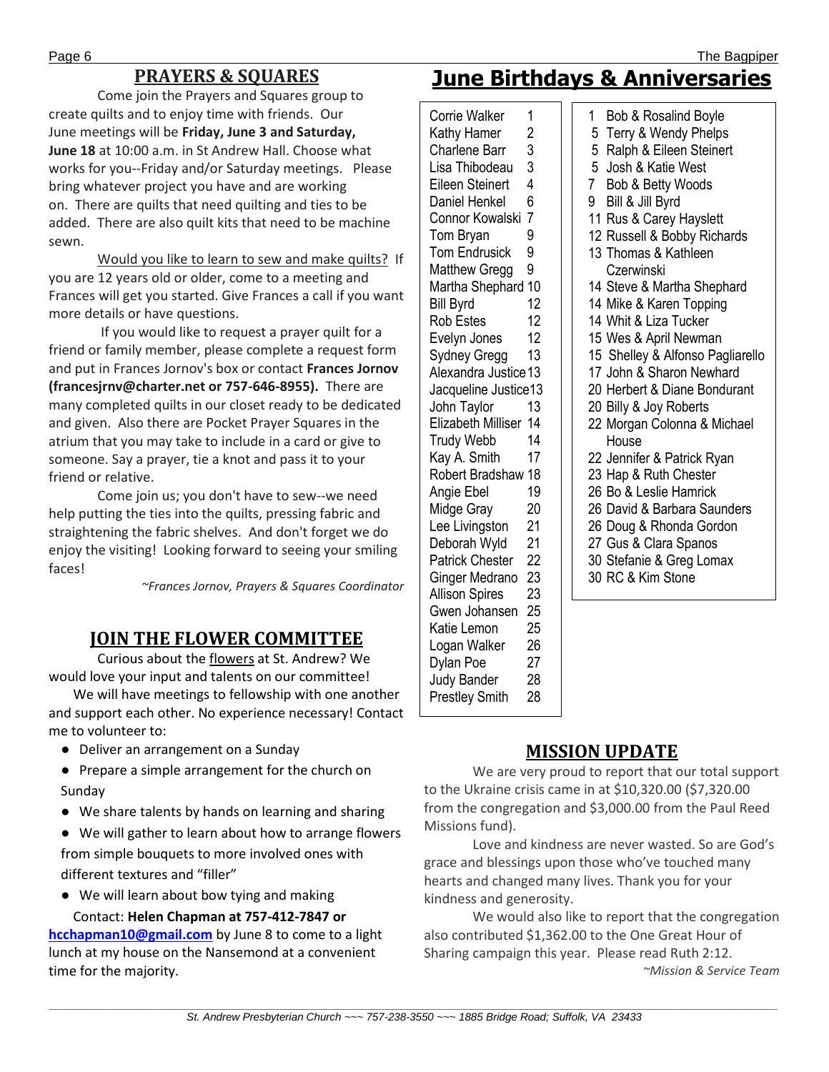## PRAYERS & SQUARES

Come join the Prayers and Squares group to create quilts and to enjoy time with friends. Our June meetings will be **Friday, June 3 and Saturday, June 18** at 10:00 a.m. in St Andrew Hall. Choose what works for you--Friday and/or Saturday meetings. Please bring whatever project you have and are working on. There are quilts that need quilting and ties to be added. There are also quilt kits that need to be machine sewn.

Would you like to learn to sew and make quilts? If you are 12 years old or older, come to a meeting and Frances will get you started. Give Frances a call if you want more details or have questions.

If you would like to request a prayer quilt for a friend or family member, please complete a request form and put in Frances Jornov's box or contact **Frances Jornov (francesjrnv@charter.net or 757-646-8955).** There are many completed quilts in our closet ready to be dedicated and given. Also there are Pocket Prayer Squares in the atrium that you may take to include in a card or give to someone. Say a prayer, tie a knot and pass it to your friend or relative.

Come join us; you don't have to sew--we need help putting the ties into the quilts, pressing fabric and straightening the fabric shelves. And don't forget we do enjoy the visiting! Looking forward to seeing your smiling faces!

*~Frances Jornov, Prayers & Squares Coordinator*

## JOIN THE FLOWER COMMITTEE

Curious about the flowers at St. Andrew? We would love your input and talents on our committee!

We will have meetings to fellowship with one another and support each other. No experience necessary! Contact me to volunteer to:

- Deliver an arrangement on a Sunday
- Prepare a simple arrangement for the church on Sunday
- We share talents by hands on learning and sharing
- We will gather to learn about how to arrange flowers from simple bouquets to more involved ones with different textures and "filler"
- We will learn about bow tying and making

Contact: **Helen Chapman at 757-412-7847 or hcchapman10@gmail.com** by June 8 to come to a light lunch at my house on the Nansemond at a convenient time for the majority.

# June Birthdays & Anniversaries

| Birthdays | |
|---|---|
| Corrie Walker | 1 |
| Kathy Hamer | 2 |
| Charlene Barr | 3 |
| Lisa Thibodeau | 3 |
| Eileen Steinert | 4 |
| Daniel Henkel | 6 |
| Connor Kowalski | 7 |
| Tom Bryan | 9 |
| Tom Endrusick | 9 |
| Matthew Gregg | 9 |
| Martha Shephard | 10 |
| Bill Byrd | 12 |
| Rob Estes | 12 |
| Evelyn Jones | 12 |
| Sydney Gregg | 13 |
| Alexandra Justice | 13 |
| Jacqueline Justice | 13 |
| John Taylor | 13 |
| Elizabeth Milliser | 14 |
| Trudy Webb | 14 |
| Kay A. Smith | 17 |
| Robert Bradshaw | 18 |
| Angie Ebel | 19 |
| Midge Gray | 20 |
| Lee Livingston | 21 |
| Deborah Wyld | 21 |
| Patrick Chester | 22 |
| Ginger Medrano | 23 |
| Allison Spires | 23 |
| Gwen Johansen | 25 |
| Katie Lemon | 25 |
| Logan Walker | 26 |
| Dylan Poe | 27 |
| Judy Bander | 28 |
| Prestley Smith | 28 |

| Anniversaries | |
|---|---|
| 1 | Bob & Rosalind Boyle |
| 5 | Terry & Wendy Phelps |
| 5 | Ralph & Eileen Steinert |
| 5 | Josh & Katie West |
| 7 | Bob & Betty Woods |
| 9 | Bill & Jill Byrd |
| 11 | Rus & Carey Hayslett |
| 12 | Russell & Bobby Richards |
| 13 | Thomas & Kathleen Czerwinski |
| 14 | Steve & Martha Shephard |
| 14 | Mike & Karen Topping |
| 14 | Whit & Liza Tucker |
| 15 | Wes & April Newman |
| 15 | Shelley & Alfonso Pagliarello |
| 17 | John & Sharon Newhard |
| 20 | Herbert & Diane Bondurant |
| 20 | Billy & Joy Roberts |
| 22 | Morgan Colonna & Michael House |
| 22 | Jennifer & Patrick Ryan |
| 23 | Hap & Ruth Chester |
| 26 | Bo & Leslie Hamrick |
| 26 | David & Barbara Saunders |
| 26 | Doug & Rhonda Gordon |
| 27 | Gus & Clara Spanos |
| 30 | Stefanie & Greg Lomax |
| 30 | RC & Kim Stone |

## MISSION UPDATE

We are very proud to report that our total support to the Ukraine crisis came in at $10,320.00 ($7,320.00 from the congregation and $3,000.00 from the Paul Reed Missions fund).

Love and kindness are never wasted. So are God's grace and blessings upon those who've touched many hearts and changed many lives. Thank you for your kindness and generosity.

We would also like to report that the congregation also contributed $1,362.00 to the One Great Hour of Sharing campaign this year. Please read Ruth 2:12.

*~Mission & Service Team*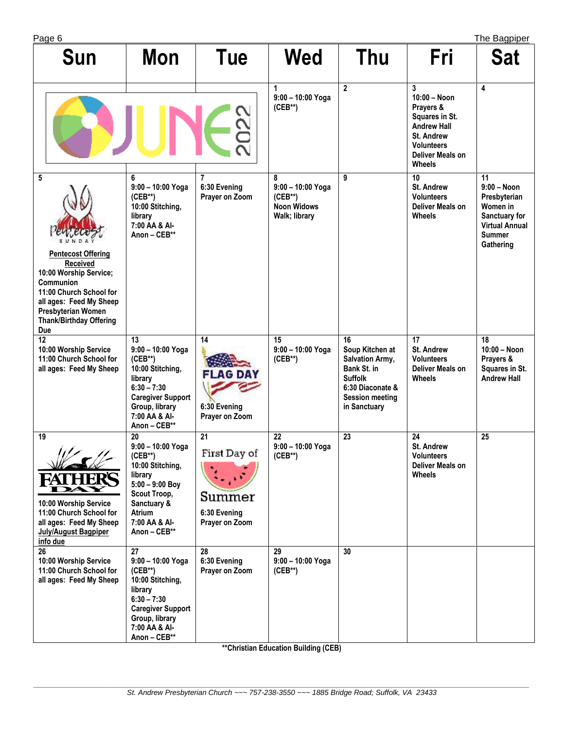| Sun | Mon | Tue | Wed | Thu | Fri | Sat |
|---|---|---|---|---|---|---|
| JUNE 2022 | | | 1<br>9:00 – 10:00 Yoga (CEB**) | 2 | 3<br>10:00 – Noon Prayers & Squares in St. Andrew Hall<br>St. Andrew Volunteers Deliver Meals on Wheels | 4 |
| 5<br>Pentecost Sunday<br>Pentecost Offering Received<br>10:00 Worship Service; Communion<br>11:00 Church School for all ages: Feed My Sheep<br>Presbyterian Women Thank/Birthday Offering Due | 6<br>9:00 – 10:00 Yoga (CEB**)<br>10:00 Stitching, library<br>7:00 AA & Al-Anon – CEB** | 7<br>6:30 Evening Prayer on Zoom | 8<br>9:00 – 10:00 Yoga (CEB**)<br>Noon Widows Walk; library | 9 | 10<br>St. Andrew Volunteers Deliver Meals on Wheels | 11<br>9:00 – Noon Presbyterian Women in Sanctuary for Virtual Annual Summer Gathering |
| 12<br>10:00 Worship Service<br>11:00 Church School for all ages: Feed My Sheep | 13<br>9:00 – 10:00 Yoga (CEB**)<br>10:00 Stitching, library<br>6:30 – 7:30 Caregiver Support Group, library<br>7:00 AA & Al-Anon – CEB** | 14<br>FLAG DAY<br>6:30 Evening Prayer on Zoom | 15<br>9:00 – 10:00 Yoga (CEB**) | 16<br>Soup Kitchen at Salvation Army, Bank St. in Suffolk<br>6:30 Diaconate & Session meeting in Sanctuary | 17<br>St. Andrew Volunteers Deliver Meals on Wheels | 18<br>10:00 – Noon Prayers & Squares in St. Andrew Hall |
| 19<br>FATHER'S DAY<br>10:00 Worship Service<br>11:00 Church School for all ages: Feed My Sheep<br>July/August Bagpiper info due | 20<br>9:00 – 10:00 Yoga (CEB**)<br>10:00 Stitching, library<br>5:00 – 9:00 Boy Scout Troop, Sanctuary & Atrium<br>7:00 AA & Al-Anon – CEB** | 21<br>First Day of Summer<br>6:30 Evening Prayer on Zoom | 22<br>9:00 – 10:00 Yoga (CEB**) | 23 | 24<br>St. Andrew Volunteers Deliver Meals on Wheels | 25 |
| 26<br>10:00 Worship Service<br>11:00 Church School for all ages: Feed My Sheep | 27<br>9:00 – 10:00 Yoga (CEB**)<br>10:00 Stitching, library<br>6:30 – 7:30 Caregiver Support Group, library<br>7:00 AA & Al-Anon – CEB** | 28<br>6:30 Evening Prayer on Zoom | 29<br>9:00 – 10:00 Yoga (CEB**) | 30 | | |

**Christian Education Building (CEB)

*St. Andrew Presbyterian Church ~~~ 757-238-3550 ~~~ 1885 Bridge Road; Suffolk, VA 23433*